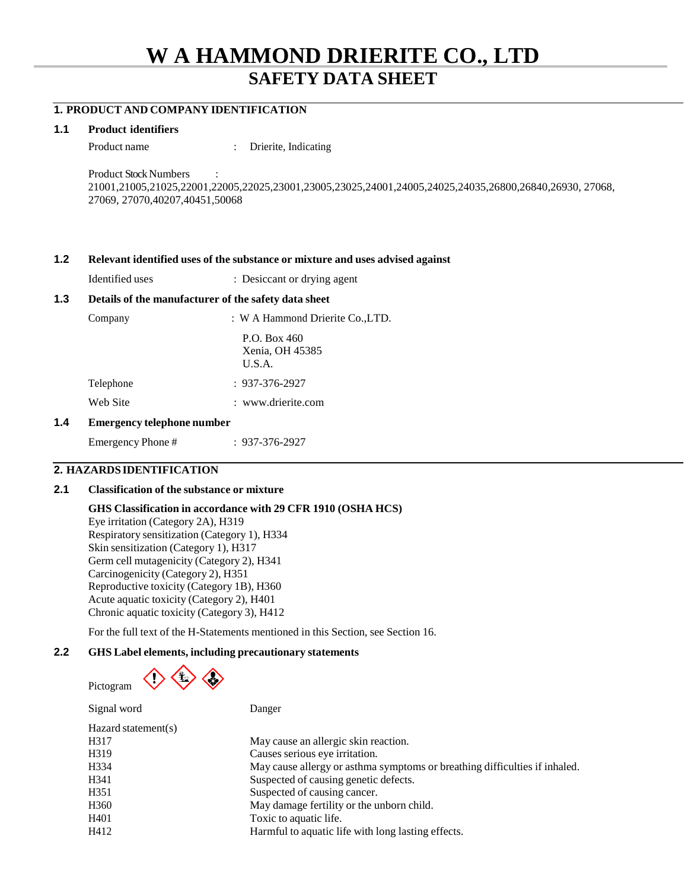# W A HAMMOND DRIERITE CO., LTD

## SAFETY DATA SHEET

### 1. PRODUCT AND COMPANY IDENTIFICATION

**1.1 Product identifiers**

Product name : Drierite, Indicating

Product Stock Numbers :
21001,21005,21025,22001,22005,22025,23001,23005,23025,24001,24005,24025,24035,26800,26840,26930, 27068, 27069, 27070,40207,40451,50068

**1.2 Relevant identified uses of the substance or mixture and uses advised against**

Identified uses : Desiccant or drying agent

**1.3 Details of the manufacturer of the safety data sheet**

Company : W A Hammond Drierite Co.,LTD.

P.O. Box 460
Xenia, OH 45385
U.S.A.

Telephone : 937-376-2927

Web Site : www.drierite.com

**1.4 Emergency telephone number**

Emergency Phone # : 937-376-2927

### 2. HAZARDS IDENTIFICATION

**2.1 Classification of the substance or mixture**

**GHS Classification in accordance with 29 CFR 1910 (OSHA HCS)**
Eye irritation (Category 2A), H319
Respiratory sensitization (Category 1), H334
Skin sensitization (Category 1), H317
Germ cell mutagenicity (Category 2), H341
Carcinogenicity (Category 2), H351
Reproductive toxicity (Category 1B), H360
Acute aquatic toxicity (Category 2), H401
Chronic aquatic toxicity (Category 3), H412

For the full text of the H-Statements mentioned in this Section, see Section 16.

**2.2 GHS Label elements, including precautionary statements**

Pictogram

Signal word: Danger

Hazard statement(s)

| | |
|---|---|
| H317 | May cause an allergic skin reaction. |
| H319 | Causes serious eye irritation. |
| H334 | May cause allergy or asthma symptoms or breathing difficulties if inhaled. |
| H341 | Suspected of causing genetic defects. |
| H351 | Suspected of causing cancer. |
| H360 | May damage fertility or the unborn child. |
| H401 | Toxic to aquatic life. |
| H412 | Harmful to aquatic life with long lasting effects. |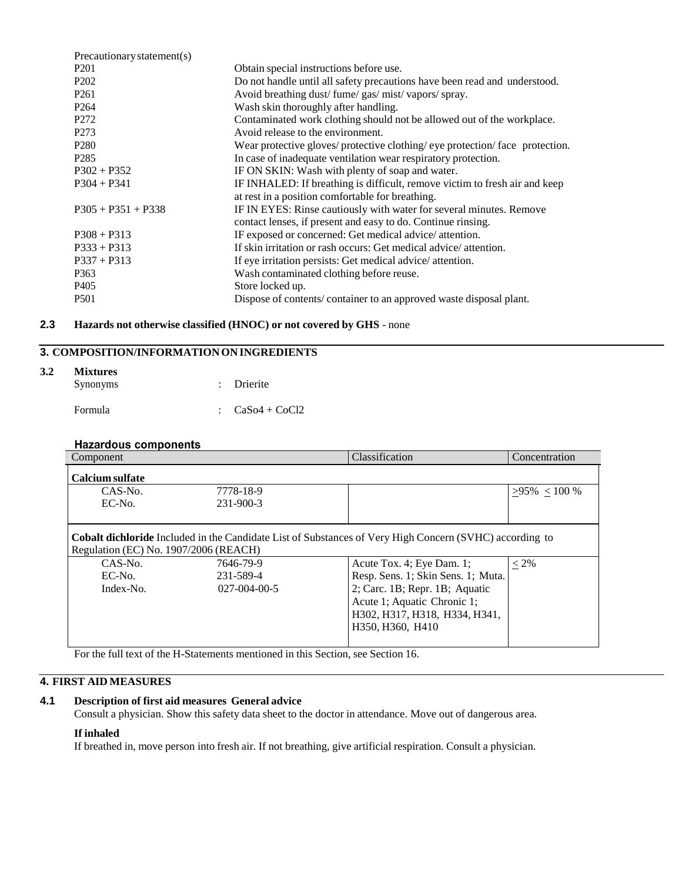| Precautionary statement(s) | |
|---|---|
| P201 | Obtain special instructions before use. |
| P202 | Do not handle until all safety precautions have been read and understood. |
| P261 | Avoid breathing dust/ fume/ gas/ mist/ vapors/ spray. |
| P264 | Wash skin thoroughly after handling. |
| P272 | Contaminated work clothing should not be allowed out of the workplace. |
| P273 | Avoid release to the environment. |
| P280 | Wear protective gloves/ protective clothing/ eye protection/ face protection. |
| P285 | In case of inadequate ventilation wear respiratory protection. |
| P302 + P352 | IF ON SKIN: Wash with plenty of soap and water. |
| P304 + P341 | IF INHALED: If breathing is difficult, remove victim to fresh air and keep at rest in a position comfortable for breathing. |
| P305 + P351 + P338 | IF IN EYES: Rinse cautiously with water for several minutes. Remove contact lenses, if present and easy to do. Continue rinsing. |
| P308 + P313 | IF exposed or concerned: Get medical advice/ attention. |
| P333 + P313 | If skin irritation or rash occurs: Get medical advice/ attention. |
| P337 + P313 | If eye irritation persists: Get medical advice/ attention. |
| P363 | Wash contaminated clothing before reuse. |
| P405 | Store locked up. |
| P501 | Dispose of contents/ container to an approved waste disposal plant. |

**2.3 Hazards not otherwise classified (HNOC) or not covered by GHS** - none

## 3. COMPOSITION/INFORMATION ON INGREDIENTS

**3.2 Mixtures**

Synonyms : Drierite

Formula : $CaSo4 + CoCl2$

### Hazardous components

| Component | | Classification | Concentration |
|---|---|---|---|
| **Calcium sulfate** | | | |
| CAS-No. | 7778-18-9 | | >95% < 100 % |
| EC-No. | 231-900-3 | | |
| **Cobalt dichloride** Included in the Candidate List of Substances of Very High Concern (SVHC) according to Regulation (EC) No. 1907/2006 (REACH) | | | |
| CAS-No.<br>EC-No.<br>Index-No. | 7646-79-9<br>231-589-4<br>027-004-00-5 | Acute Tox. 4; Eye Dam. 1; Resp. Sens. 1; Skin Sens. 1; Muta. 2; Carc. 1B; Repr. 1B; Aquatic Acute 1; Aquatic Chronic 1; H302, H317, H318, H334, H341, H350, H360, H410 | < 2% |

For the full text of the H-Statements mentioned in this Section, see Section 16.

## 4. FIRST AID MEASURES

**4.1 Description of first aid measures General advice**

Consult a physician. Show this safety data sheet to the doctor in attendance. Move out of dangerous area.

**If inhaled**

If breathed in, move person into fresh air. If not breathing, give artificial respiration. Consult a physician.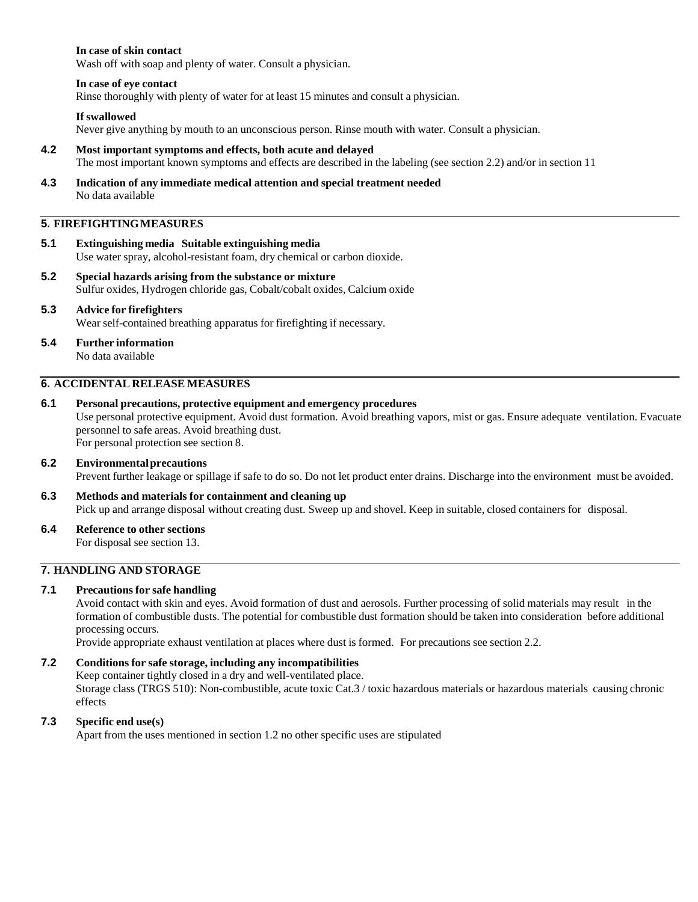**In case of skin contact**

Wash off with soap and plenty of water. Consult a physician.

**In case of eye contact**

Rinse thoroughly with plenty of water for at least 15 minutes and consult a physician.

**If swallowed**

Never give anything by mouth to an unconscious person. Rinse mouth with water. Consult a physician.

**4.2 Most important symptoms and effects, both acute and delayed**

The most important known symptoms and effects are described in the labeling (see section 2.2) and/or in section 11

**4.3 Indication of any immediate medical attention and special treatment needed**

No data available

## 5. FIREFIGHTING MEASURES

**5.1 Extinguishing media Suitable extinguishing media**

Use water spray, alcohol-resistant foam, dry chemical or carbon dioxide.

**5.2 Special hazards arising from the substance or mixture**

Sulfur oxides, Hydrogen chloride gas, Cobalt/cobalt oxides, Calcium oxide

**5.3 Advice for firefighters**

Wear self-contained breathing apparatus for firefighting if necessary.

**5.4 Further information**

No data available

## 6. ACCIDENTAL RELEASE MEASURES

**6.1 Personal precautions, protective equipment and emergency procedures**

Use personal protective equipment. Avoid dust formation. Avoid breathing vapors, mist or gas. Ensure adequate ventilation. Evacuate personnel to safe areas. Avoid breathing dust.
For personal protection see section 8.

**6.2 Environmental precautions**

Prevent further leakage or spillage if safe to do so. Do not let product enter drains. Discharge into the environment must be avoided.

**6.3 Methods and materials for containment and cleaning up**

Pick up and arrange disposal without creating dust. Sweep up and shovel. Keep in suitable, closed containers for disposal.

**6.4 Reference to other sections**

For disposal see section 13.

## 7. HANDLING AND STORAGE

**7.1 Precautions for safe handling**

Avoid contact with skin and eyes. Avoid formation of dust and aerosols. Further processing of solid materials may result in the formation of combustible dusts. The potential for combustible dust formation should be taken into consideration before additional processing occurs.
Provide appropriate exhaust ventilation at places where dust is formed. For precautions see section 2.2.

**7.2 Conditions for safe storage, including any incompatibilities**

Keep container tightly closed in a dry and well-ventilated place.
Storage class (TRGS 510): Non-combustible, acute toxic Cat.3 / toxic hazardous materials or hazardous materials causing chronic effects

**7.3 Specific end use(s)**

Apart from the uses mentioned in section 1.2 no other specific uses are stipulated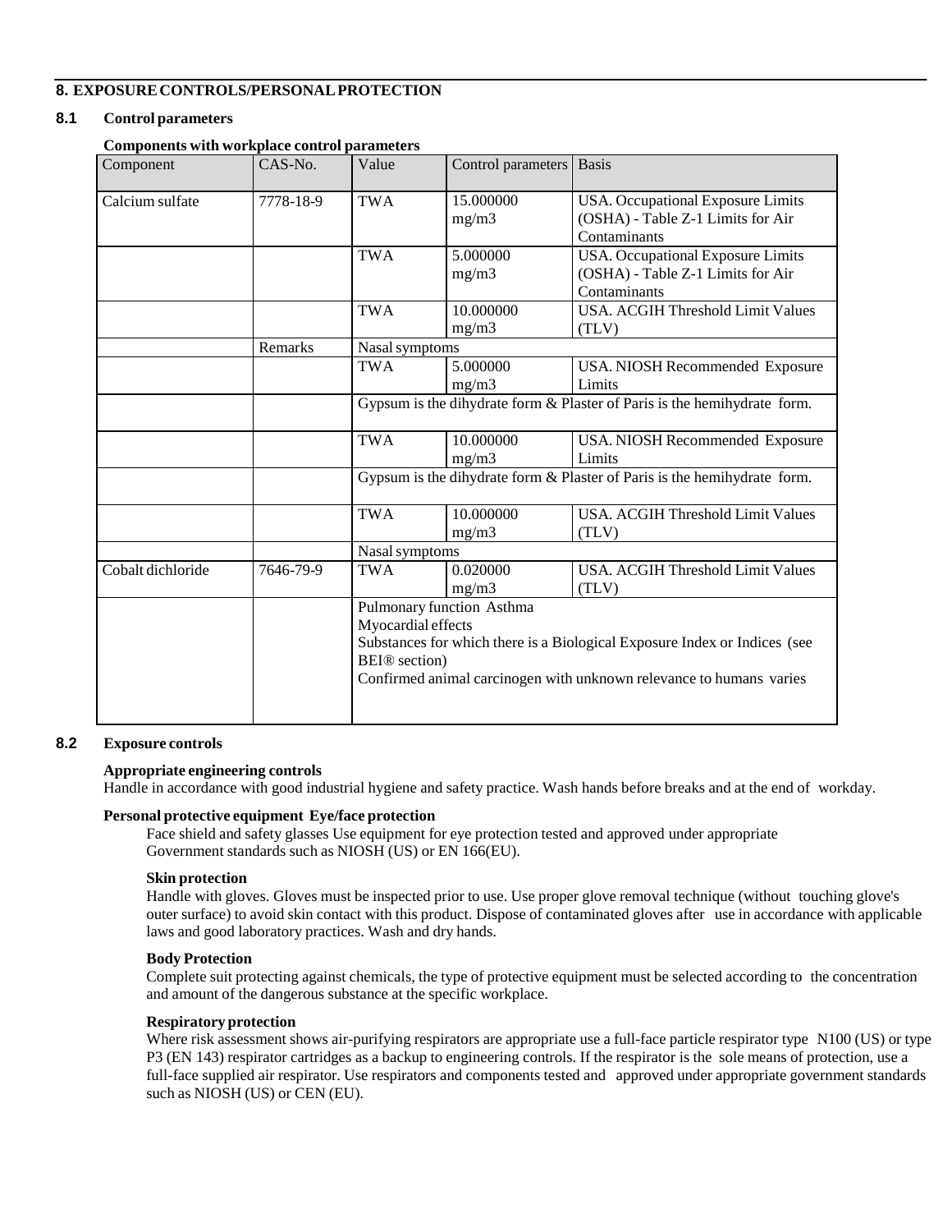## 8. EXPOSURE CONTROLS/PERSONAL PROTECTION

### 8.1 Control parameters

**Components with workplace control parameters**

| Component | CAS-No. | Value | Control parameters | Basis |
|---|---|---|---|---|
| Calcium sulfate | 7778-18-9 | TWA | 15.000000 mg/m3 | USA. Occupational Exposure Limits (OSHA) - Table Z-1 Limits for Air Contaminants |
| | | TWA | 5.000000 mg/m3 | USA. Occupational Exposure Limits (OSHA) - Table Z-1 Limits for Air Contaminants |
| | | TWA | 10.000000 mg/m3 | USA. ACGIH Threshold Limit Values (TLV) |
| | Remarks | Nasal symptoms | | |
| | | TWA | 5.000000 mg/m3 | USA. NIOSH Recommended Exposure Limits |
| | | Gypsum is the dihydrate form & Plaster of Paris is the hemihydrate form. | | |
| | | TWA | 10.000000 mg/m3 | USA. NIOSH Recommended Exposure Limits |
| | | Gypsum is the dihydrate form & Plaster of Paris is the hemihydrate form. | | |
| | | TWA | 10.000000 mg/m3 | USA. ACGIH Threshold Limit Values (TLV) |
| | | Nasal symptoms | | |
| Cobalt dichloride | 7646-79-9 | TWA | 0.020000 mg/m3 | USA. ACGIH Threshold Limit Values (TLV) |
| | | Pulmonary function Asthma<br>Myocardial effects<br>Substances for which there is a Biological Exposure Index or Indices (see BEI® section)<br>Confirmed animal carcinogen with unknown relevance to humans varies | | |

### 8.2 Exposure controls

**Appropriate engineering controls**

Handle in accordance with good industrial hygiene and safety practice. Wash hands before breaks and at the end of workday.

**Personal protective equipment Eye/face protection**

Face shield and safety glasses Use equipment for eye protection tested and approved under appropriate Government standards such as NIOSH (US) or EN 166(EU).

**Skin protection**

Handle with gloves. Gloves must be inspected prior to use. Use proper glove removal technique (without touching glove's outer surface) to avoid skin contact with this product. Dispose of contaminated gloves after use in accordance with applicable laws and good laboratory practices. Wash and dry hands.

**Body Protection**

Complete suit protecting against chemicals, the type of protective equipment must be selected according to the concentration and amount of the dangerous substance at the specific workplace.

**Respiratory protection**

Where risk assessment shows air-purifying respirators are appropriate use a full-face particle respirator type N100 (US) or type P3 (EN 143) respirator cartridges as a backup to engineering controls. If the respirator is the sole means of protection, use a full-face supplied air respirator. Use respirators and components tested and approved under appropriate government standards such as NIOSH (US) or CEN (EU).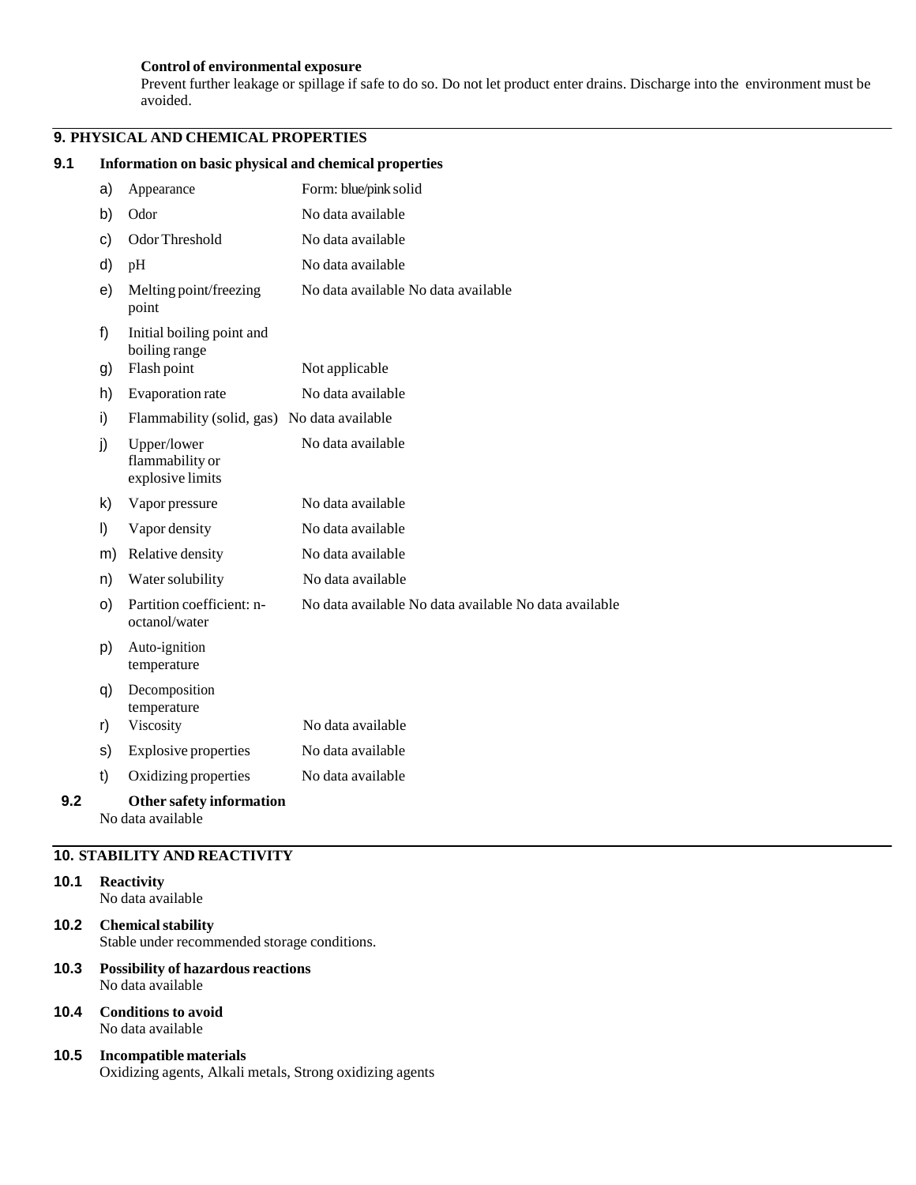**Control of environmental exposure**

Prevent further leakage or spillage if safe to do so. Do not let product enter drains. Discharge into the environment must be avoided.

## 9. PHYSICAL AND CHEMICAL PROPERTIES

### 9.1 Information on basic physical and chemical properties

| | | |
|---|---|---|
| a) | Appearance | Form: blue/pink solid |
| b) | Odor | No data available |
| c) | Odor Threshold | No data available |
| d) | pH | No data available |
| e) | Melting point/freezing point | No data available No data available |
| f) | Initial boiling point and boiling range | |
| g) | Flash point | Not applicable |
| h) | Evaporation rate | No data available |
| i) | Flammability (solid, gas) | No data available |
| j) | Upper/lower flammability or explosive limits | No data available |
| k) | Vapor pressure | No data available |
| l) | Vapor density | No data available |
| m) | Relative density | No data available |
| n) | Water solubility | No data available |
| o) | Partition coefficient: n-octanol/water | No data available No data available No data available |
| p) | Auto-ignition temperature | |
| q) | Decomposition temperature | |
| r) | Viscosity | No data available |
| s) | Explosive properties | No data available |
| t) | Oxidizing properties | No data available |

### 9.2 Other safety information

No data available

## 10. STABILITY AND REACTIVITY

### 10.1 Reactivity

No data available

### 10.2 Chemical stability

Stable under recommended storage conditions.

### 10.3 Possibility of hazardous reactions

No data available

### 10.4 Conditions to avoid

No data available

### 10.5 Incompatible materials

Oxidizing agents, Alkali metals, Strong oxidizing agents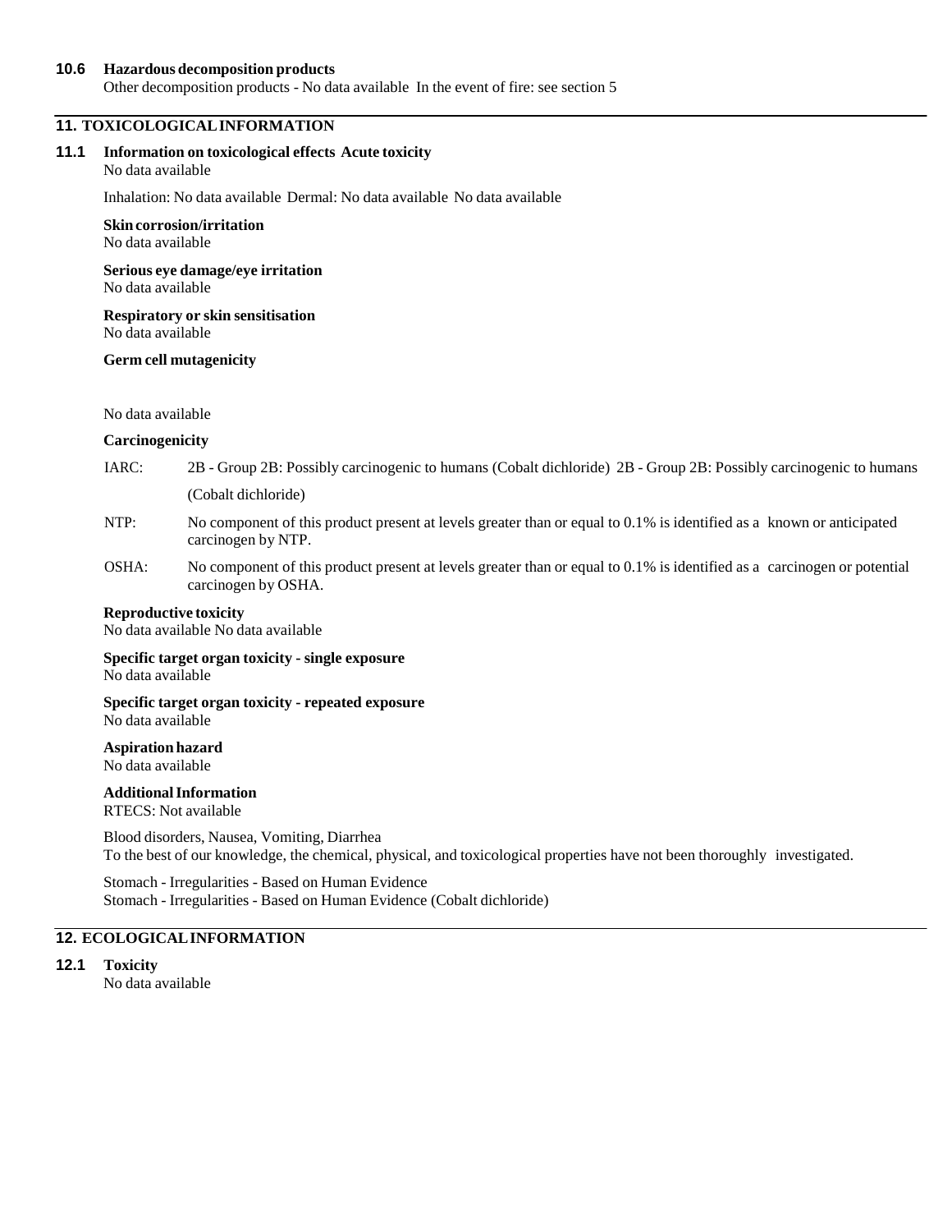### 10.6 Hazardous decomposition products

Other decomposition products - No data available In the event of fire: see section 5

## 11. TOXICOLOGICAL INFORMATION

### 11.1 Information on toxicological effects Acute toxicity

No data available

Inhalation: No data available Dermal: No data available No data available

**Skin corrosion/irritation**
No data available

**Serious eye damage/eye irritation**
No data available

**Respiratory or skin sensitisation**
No data available

**Germ cell mutagenicity**

No data available

**Carcinogenicity**

IARC: 2B - Group 2B: Possibly carcinogenic to humans (Cobalt dichloride) 2B - Group 2B: Possibly carcinogenic to humans (Cobalt dichloride)

NTP: No component of this product present at levels greater than or equal to 0.1% is identified as a known or anticipated carcinogen by NTP.

OSHA: No component of this product present at levels greater than or equal to 0.1% is identified as a carcinogen or potential carcinogen by OSHA.

**Reproductive toxicity**
No data available No data available

**Specific target organ toxicity - single exposure**
No data available

**Specific target organ toxicity - repeated exposure**
No data available

**Aspiration hazard**
No data available

**Additional Information**
RTECS: Not available

Blood disorders, Nausea, Vomiting, Diarrhea
To the best of our knowledge, the chemical, physical, and toxicological properties have not been thoroughly investigated.

Stomach - Irregularities - Based on Human Evidence
Stomach - Irregularities - Based on Human Evidence (Cobalt dichloride)

## 12. ECOLOGICAL INFORMATION

### 12.1 Toxicity

No data available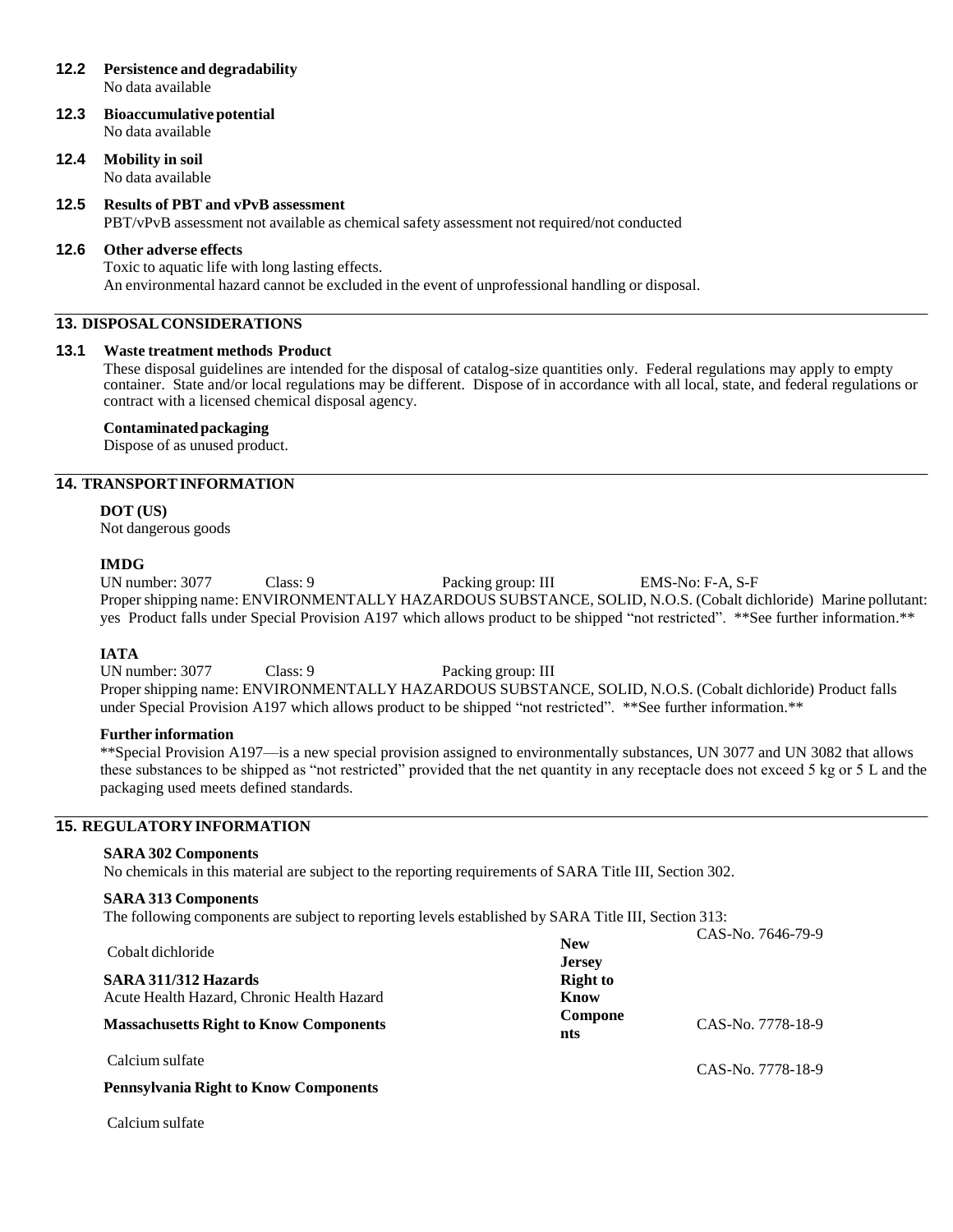### 12.2 Persistence and degradability

No data available

### 12.3 Bioaccumulative potential

No data available

### 12.4 Mobility in soil

No data available

### 12.5 Results of PBT and vPvB assessment

PBT/vPvB assessment not available as chemical safety assessment not required/not conducted

### 12.6 Other adverse effects

Toxic to aquatic life with long lasting effects.
An environmental hazard cannot be excluded in the event of unprofessional handling or disposal.

## 13. DISPOSAL CONSIDERATIONS

### 13.1 Waste treatment methods Product

These disposal guidelines are intended for the disposal of catalog-size quantities only. Federal regulations may apply to empty container. State and/or local regulations may be different. Dispose of in accordance with all local, state, and federal regulations or contract with a licensed chemical disposal agency.

**Contaminated packaging**

Dispose of as unused product.

## 14. TRANSPORT INFORMATION

**DOT (US)**

Not dangerous goods

**IMDG**

UN number: 3077 Class: 9 Packing group: III EMS-No: F-A, S-F
Proper shipping name: ENVIRONMENTALLY HAZARDOUS SUBSTANCE, SOLID, N.O.S. (Cobalt dichloride) Marine pollutant: yes Product falls under Special Provision A197 which allows product to be shipped "not restricted". **See further information.**

**IATA**

UN number: 3077 Class: 9 Packing group: III
Proper shipping name: ENVIRONMENTALLY HAZARDOUS SUBSTANCE, SOLID, N.O.S. (Cobalt dichloride) Product falls under Special Provision A197 which allows product to be shipped "not restricted". **See further information.**

**Further information**

**Special Provision A197—is a new special provision assigned to environmentally substances, UN 3077 and UN 3082 that allows these substances to be shipped as "not restricted" provided that the net quantity in any receptacle does not exceed 5 kg or 5 L and the packaging used meets defined standards.

## 15. REGULATORY INFORMATION

**SARA 302 Components**

No chemicals in this material are subject to the reporting requirements of SARA Title III, Section 302.

**SARA 313 Components**

The following components are subject to reporting levels established by SARA Title III, Section 313:

Cobalt dichloride CAS-No. 7646-79-9

**SARA 311/312 Hazards**

Acute Health Hazard, Chronic Health Hazard

**Massachusetts Right to Know Components**

Calcium sulfate CAS-No. 7778-18-9

**Pennsylvania Right to Know Components**

Calcium sulfate CAS-No. 7778-18-9

**New Jersey Right to Know Components**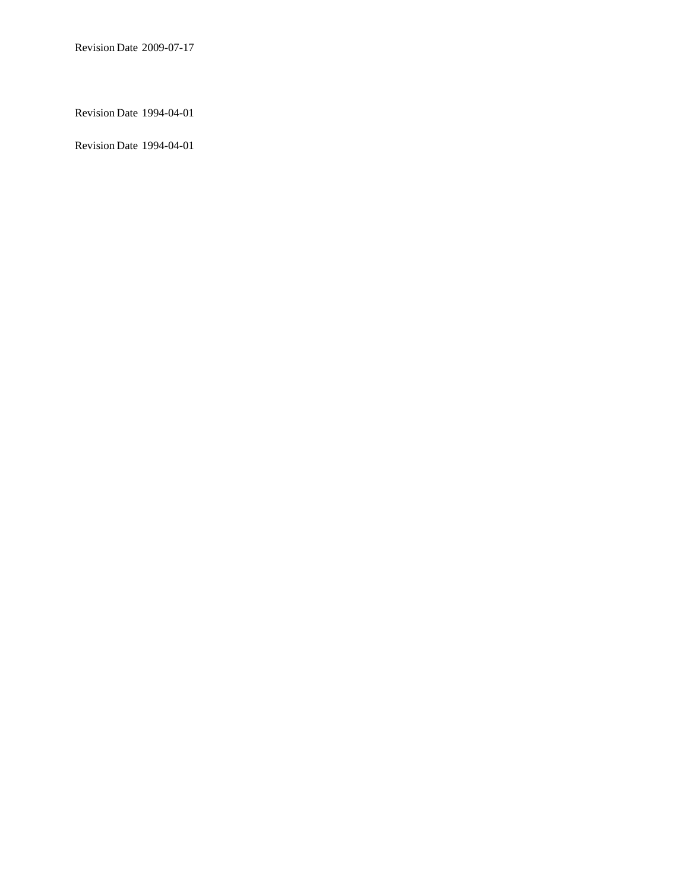Revision Date 2009-07-17

Revision Date 1994-04-01

Revision Date 1994-04-01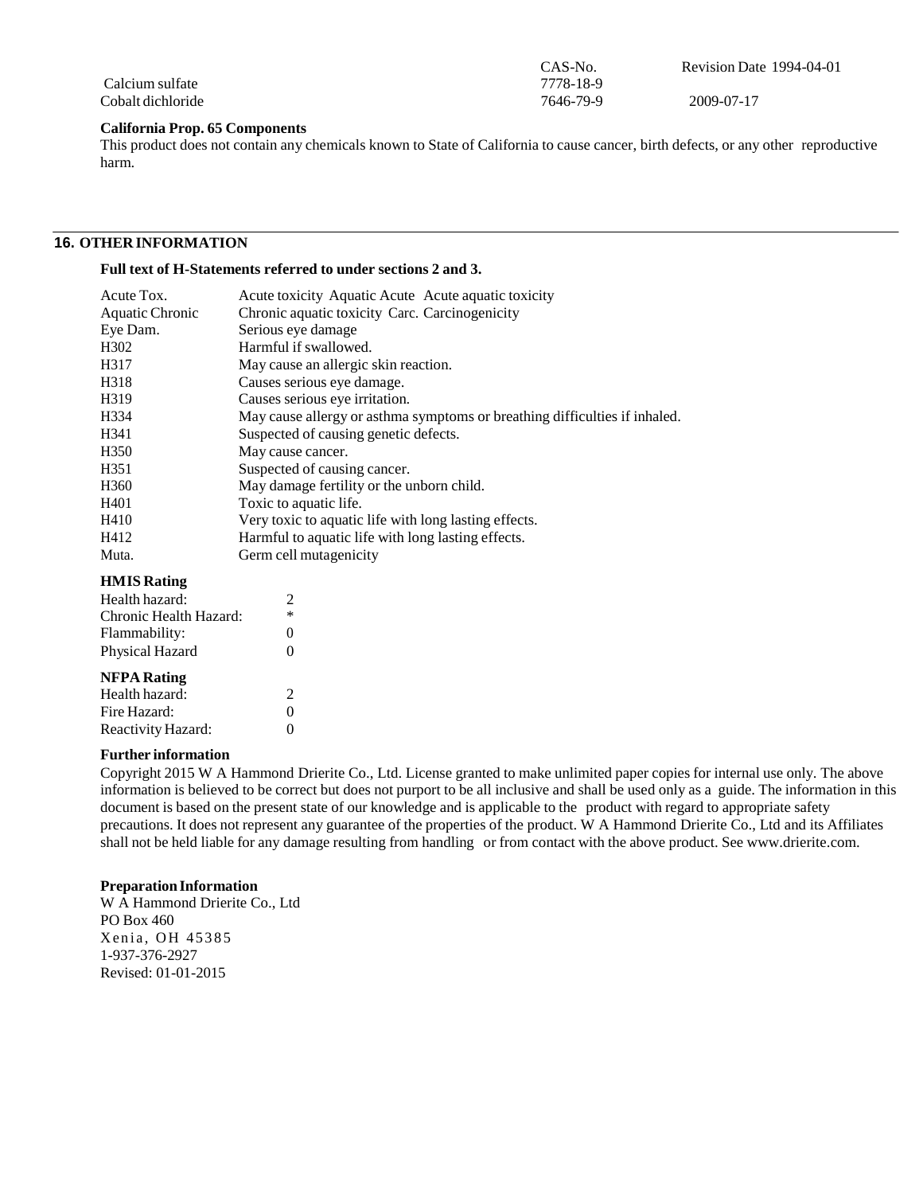| | CAS-No. | Revision Date 1994-04-01 |
|---|---|---|
| Calcium sulfate | 7778-18-9 | |
| Cobalt dichloride | 7646-79-9 | 2009-07-17 |

**California Prop. 65 Components**

This product does not contain any chemicals known to State of California to cause cancer, birth defects, or any other reproductive harm.

## 16. OTHER INFORMATION

**Full text of H-Statements referred to under sections 2 and 3.**

| | |
|---|---|
| Acute Tox. | Acute toxicity Aquatic Acute Acute aquatic toxicity |
| Aquatic Chronic | Chronic aquatic toxicity Carc. Carcinogenicity |
| Eye Dam. | Serious eye damage |
| H302 | Harmful if swallowed. |
| H317 | May cause an allergic skin reaction. |
| H318 | Causes serious eye damage. |
| H319 | Causes serious eye irritation. |
| H334 | May cause allergy or asthma symptoms or breathing difficulties if inhaled. |
| H341 | Suspected of causing genetic defects. |
| H350 | May cause cancer. |
| H351 | Suspected of causing cancer. |
| H360 | May damage fertility or the unborn child. |
| H401 | Toxic to aquatic life. |
| H410 | Very toxic to aquatic life with long lasting effects. |
| H412 | Harmful to aquatic life with long lasting effects. |
| Muta. | Germ cell mutagenicity |

**HMIS Rating**

| | |
|---|---|
| Health hazard: | 2 |
| Chronic Health Hazard: | * |
| Flammability: | 0 |
| Physical Hazard | 0 |

**NFPA Rating**

| | |
|---|---|
| Health hazard: | 2 |
| Fire Hazard: | 0 |
| Reactivity Hazard: | 0 |

**Further information**

Copyright 2015 W A Hammond Drierite Co., Ltd. License granted to make unlimited paper copies for internal use only. The above information is believed to be correct but does not purport to be all inclusive and shall be used only as a guide. The information in this document is based on the present state of our knowledge and is applicable to the product with regard to appropriate safety precautions. It does not represent any guarantee of the properties of the product. W A Hammond Drierite Co., Ltd and its Affiliates shall not be held liable for any damage resulting from handling or from contact with the above product. See www.drierite.com.

**Preparation Information**

W A Hammond Drierite Co., Ltd
PO Box 460
Xenia, OH 45385
1-937-376-2927
Revised: 01-01-2015